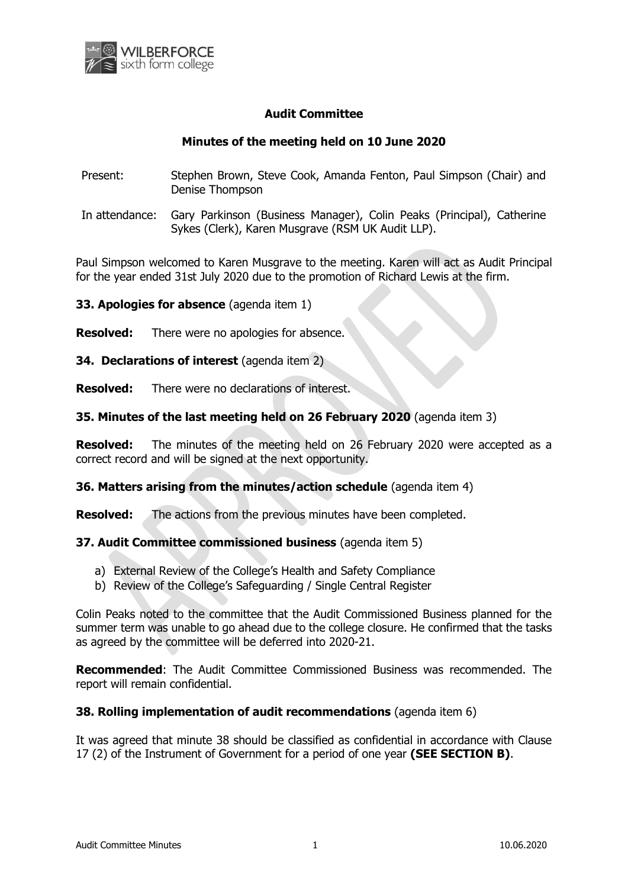# Audit Committee

## Minutes of the meeting held on 10 June 2020

Present: Stephen Brown, Steve Cook, Amanda Fenton, Paul Simpson (Chair) and Denise Thompson

In attendance: Gary Parkinson (Business Manager), Colin Peaks (Principal), Catherine Sykes (Clerk), Karen Musgrave (RSM UK Audit LLP).

Paul Simpson welcomed to Karen Musgrave to the meeting. Karen will act as Audit Principal for the year ended 31st July 2020 due to the promotion of Richard Lewis at the firm.

**33. Apologies for absence** (agenda item 1)

**Resolved:** There were no apologies for absence.

**34. Declarations of interest** (agenda item 2)

**Resolved:** There were no declarations of interest.

**35. Minutes of the last meeting held on 26 February 2020** (agenda item 3)

**Resolved:** The minutes of the meeting held on 26 February 2020 were accepted as a correct record and will be signed at the next opportunity.

**36. Matters arising from the minutes/action schedule** (agenda item 4)

**Resolved:** The actions from the previous minutes have been completed.

**37. Audit Committee commissioned business** (agenda item 5)

a) External Review of the College's Health and Safety Compliance
b) Review of the College's Safeguarding / Single Central Register

Colin Peaks noted to the committee that the Audit Commissioned Business planned for the summer term was unable to go ahead due to the college closure. He confirmed that the tasks as agreed by the committee will be deferred into 2020-21.

**Recommended**: The Audit Committee Commissioned Business was recommended. The report will remain confidential.

**38. Rolling implementation of audit recommendations** (agenda item 6)

It was agreed that minute 38 should be classified as confidential in accordance with Clause 17 (2) of the Instrument of Government for a period of one year **(SEE SECTION B)**.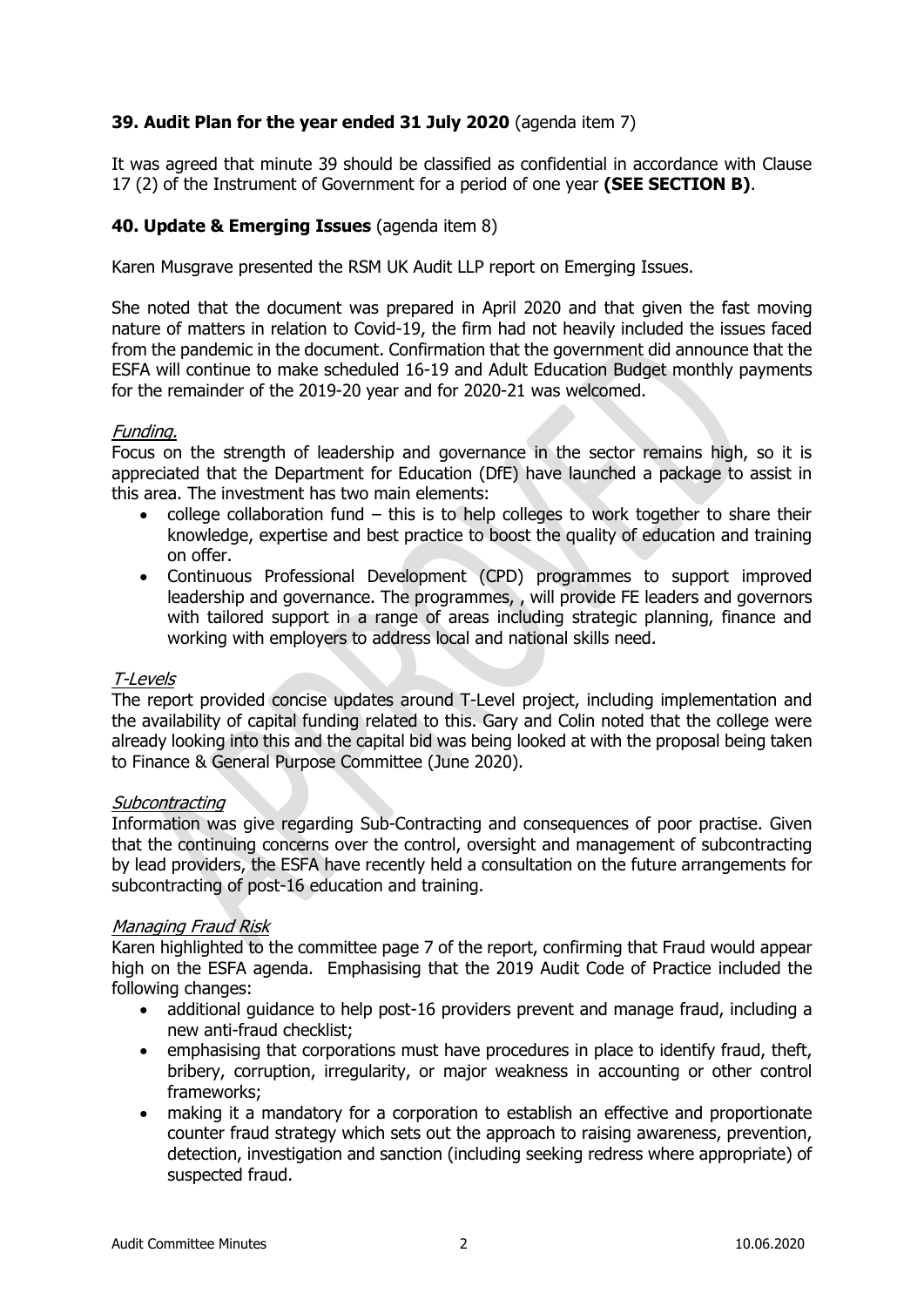**39. Audit Plan for the year ended 31 July 2020** (agenda item 7)

It was agreed that minute 39 should be classified as confidential in accordance with Clause 17 (2) of the Instrument of Government for a period of one year **(SEE SECTION B)**.

**40. Update & Emerging Issues** (agenda item 8)

Karen Musgrave presented the RSM UK Audit LLP report on Emerging Issues.

She noted that the document was prepared in April 2020 and that given the fast moving nature of matters in relation to Covid-19, the firm had not heavily included the issues faced from the pandemic in the document. Confirmation that the government did announce that the ESFA will continue to make scheduled 16-19 and Adult Education Budget monthly payments for the remainder of the 2019-20 year and for 2020-21 was welcomed.

*Funding.*

Focus on the strength of leadership and governance in the sector remains high, so it is appreciated that the Department for Education (DfE) have launched a package to assist in this area. The investment has two main elements:

- college collaboration fund – this is to help colleges to work together to share their knowledge, expertise and best practice to boost the quality of education and training on offer.
- Continuous Professional Development (CPD) programmes to support improved leadership and governance. The programmes, , will provide FE leaders and governors with tailored support in a range of areas including strategic planning, finance and working with employers to address local and national skills need.

*T-Levels*

The report provided concise updates around T-Level project, including implementation and the availability of capital funding related to this. Gary and Colin noted that the college were already looking into this and the capital bid was being looked at with the proposal being taken to Finance & General Purpose Committee (June 2020).

*Subcontracting*

Information was give regarding Sub-Contracting and consequences of poor practise. Given that the continuing concerns over the control, oversight and management of subcontracting by lead providers, the ESFA have recently held a consultation on the future arrangements for subcontracting of post-16 education and training.

*Managing Fraud Risk*

Karen highlighted to the committee page 7 of the report, confirming that Fraud would appear high on the ESFA agenda. Emphasising that the 2019 Audit Code of Practice included the following changes:

- additional guidance to help post-16 providers prevent and manage fraud, including a new anti-fraud checklist;
- emphasising that corporations must have procedures in place to identify fraud, theft, bribery, corruption, irregularity, or major weakness in accounting or other control frameworks;
- making it a mandatory for a corporation to establish an effective and proportionate counter fraud strategy which sets out the approach to raising awareness, prevention, detection, investigation and sanction (including seeking redress where appropriate) of suspected fraud.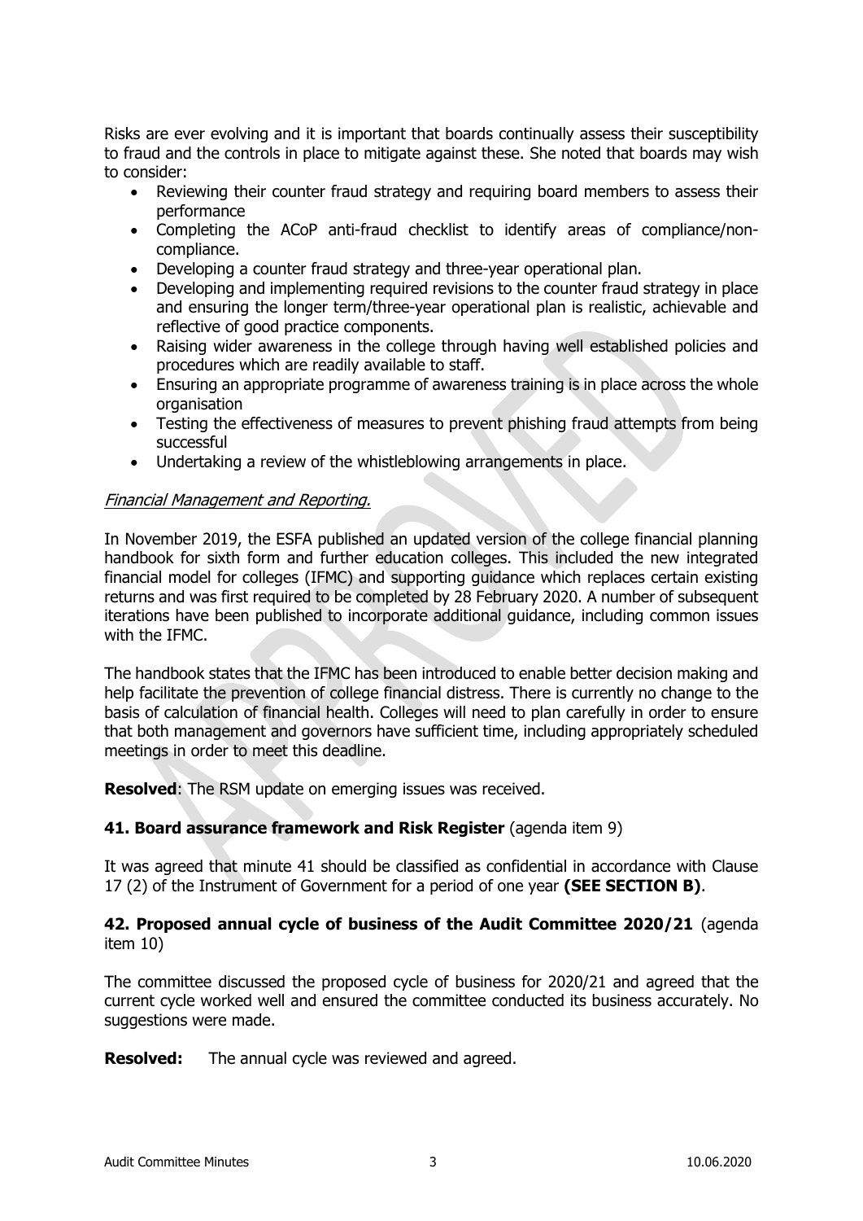Risks are ever evolving and it is important that boards continually assess their susceptibility to fraud and the controls in place to mitigate against these. She noted that boards may wish to consider:

- Reviewing their counter fraud strategy and requiring board members to assess their performance
- Completing the ACoP anti-fraud checklist to identify areas of compliance/non-compliance.
- Developing a counter fraud strategy and three-year operational plan.
- Developing and implementing required revisions to the counter fraud strategy in place and ensuring the longer term/three-year operational plan is realistic, achievable and reflective of good practice components.
- Raising wider awareness in the college through having well established policies and procedures which are readily available to staff.
- Ensuring an appropriate programme of awareness training is in place across the whole organisation
- Testing the effectiveness of measures to prevent phishing fraud attempts from being successful
- Undertaking a review of the whistleblowing arrangements in place.

*Financial Management and Reporting.*

In November 2019, the ESFA published an updated version of the college financial planning handbook for sixth form and further education colleges. This included the new integrated financial model for colleges (IFMC) and supporting guidance which replaces certain existing returns and was first required to be completed by 28 February 2020. A number of subsequent iterations have been published to incorporate additional guidance, including common issues with the IFMC.

The handbook states that the IFMC has been introduced to enable better decision making and help facilitate the prevention of college financial distress. There is currently no change to the basis of calculation of financial health. Colleges will need to plan carefully in order to ensure that both management and governors have sufficient time, including appropriately scheduled meetings in order to meet this deadline.

**Resolved**: The RSM update on emerging issues was received.

**41. Board assurance framework and Risk Register** (agenda item 9)

It was agreed that minute 41 should be classified as confidential in accordance with Clause 17 (2) of the Instrument of Government for a period of one year **(SEE SECTION B)**.

**42. Proposed annual cycle of business of the Audit Committee 2020/21** (agenda item 10)

The committee discussed the proposed cycle of business for 2020/21 and agreed that the current cycle worked well and ensured the committee conducted its business accurately. No suggestions were made.

**Resolved:** The annual cycle was reviewed and agreed.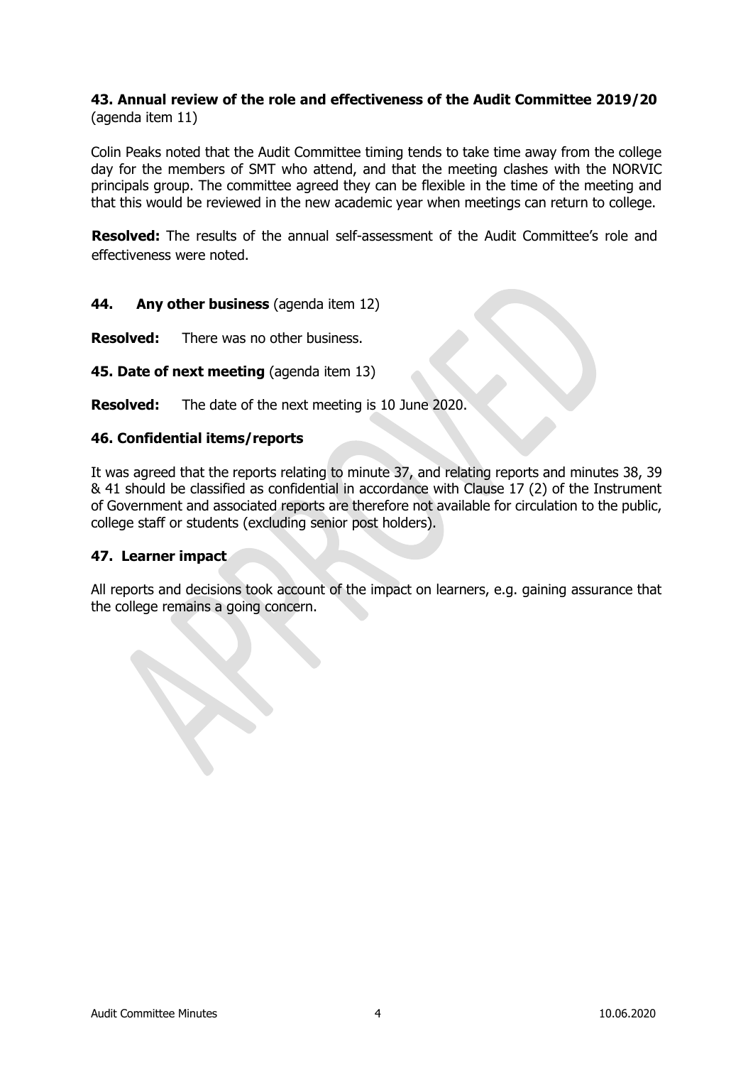### 43. Annual review of the role and effectiveness of the Audit Committee 2019/20
(agenda item 11)

Colin Peaks noted that the Audit Committee timing tends to take time away from the college day for the members of SMT who attend, and that the meeting clashes with the NORVIC principals group. The committee agreed they can be flexible in the time of the meeting and that this would be reviewed in the new academic year when meetings can return to college.

**Resolved:** The results of the annual self-assessment of the Audit Committee's role and effectiveness were noted.

### 44. Any other business (agenda item 12)

**Resolved:** There was no other business.

### 45. Date of next meeting (agenda item 13)

**Resolved:** The date of the next meeting is 10 June 2020.

### 46. Confidential items/reports

It was agreed that the reports relating to minute 37, and relating reports and minutes 38, 39 & 41 should be classified as confidential in accordance with Clause 17 (2) of the Instrument of Government and associated reports are therefore not available for circulation to the public, college staff or students (excluding senior post holders).

### 47. Learner impact

All reports and decisions took account of the impact on learners, e.g. gaining assurance that the college remains a going concern.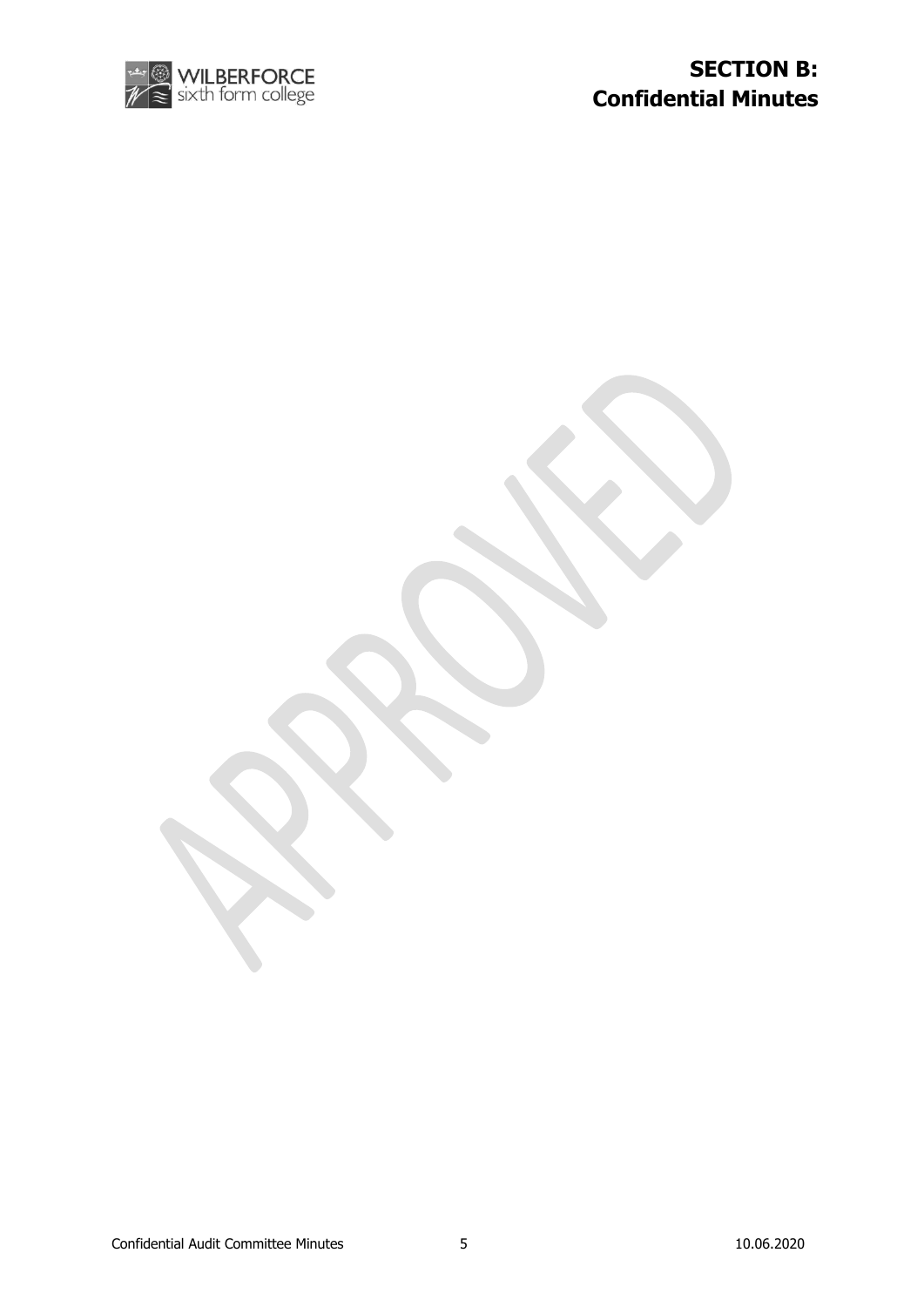# SECTION B: Confidential Minutes